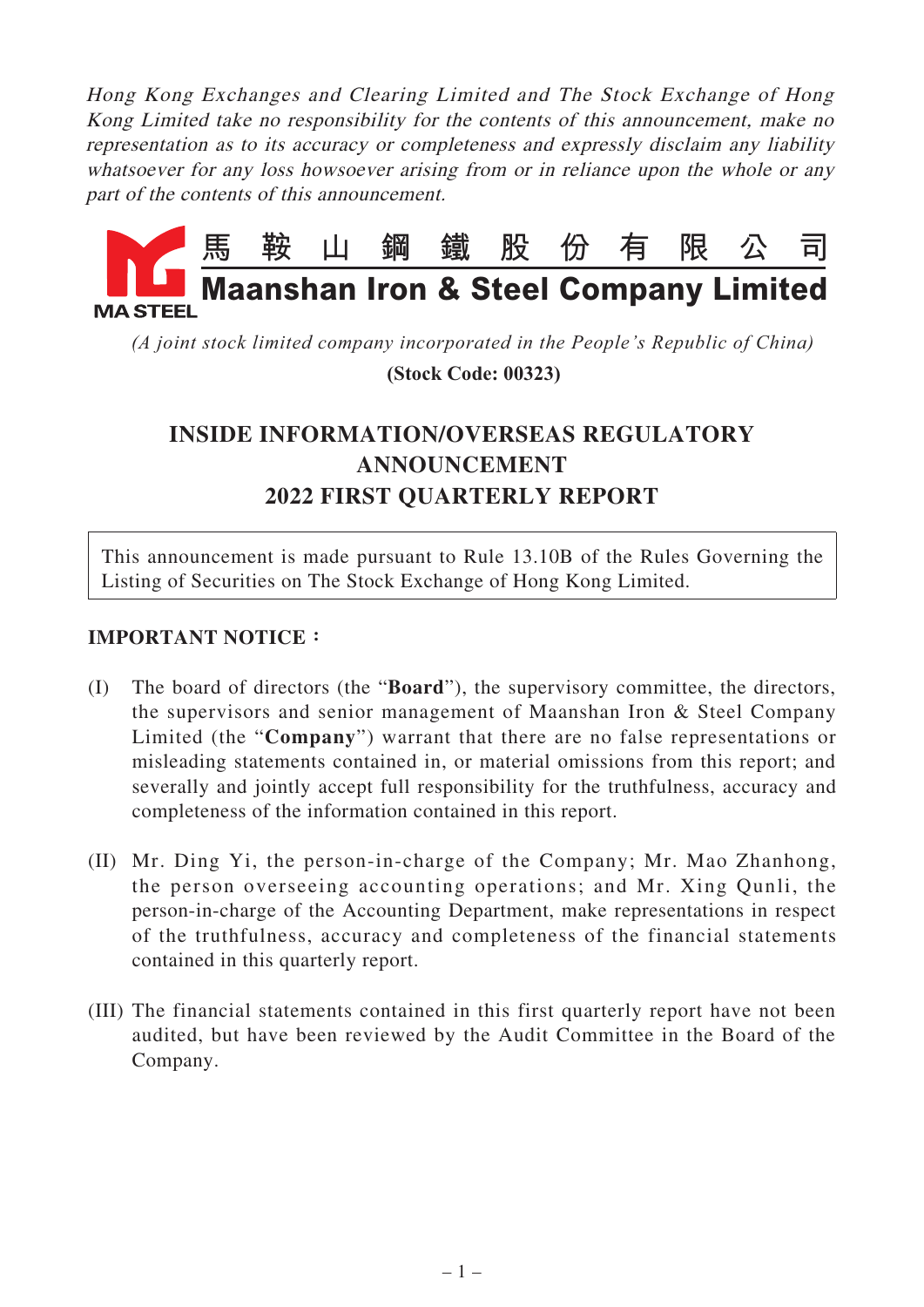*Hong Kong Exchanges and Clearing Limited and The Stock Exchange of Hong Kong Limited take no responsibility for the contents of this announcement, make no representation as to its accuracy or completeness and expressly disclaim any liability whatsoever for any loss howsoever arising from or in reliance upon the whole or any part of the contents of this announcement.*

馬 鞍 山 鋼 鐵 股 份 有 限 公 司

**Maanshan Iron & Steel Company Limited**

MA STEEL

*(A joint stock limited company incorporated in the People's Republic of China)*

**(Stock Code: 00323)**

# INSIDE INFORMATION/OVERSEAS REGULATORY ANNOUNCEMENT
# 2022 FIRST QUARTERLY REPORT

This announcement is made pursuant to Rule 13.10B of the Rules Governing the Listing of Securities on The Stock Exchange of Hong Kong Limited.

**IMPORTANT NOTICE：**

(I) The board of directors (the "**Board**"), the supervisory committee, the directors, the supervisors and senior management of Maanshan Iron & Steel Company Limited (the "**Company**") warrant that there are no false representations or misleading statements contained in, or material omissions from this report; and severally and jointly accept full responsibility for the truthfulness, accuracy and completeness of the information contained in this report.

(II) Mr. Ding Yi, the person-in-charge of the Company; Mr. Mao Zhanhong, the person overseeing accounting operations; and Mr. Xing Qunli, the person-in-charge of the Accounting Department, make representations in respect of the truthfulness, accuracy and completeness of the financial statements contained in this quarterly report.

(III) The financial statements contained in this first quarterly report have not been audited, but have been reviewed by the Audit Committee in the Board of the Company.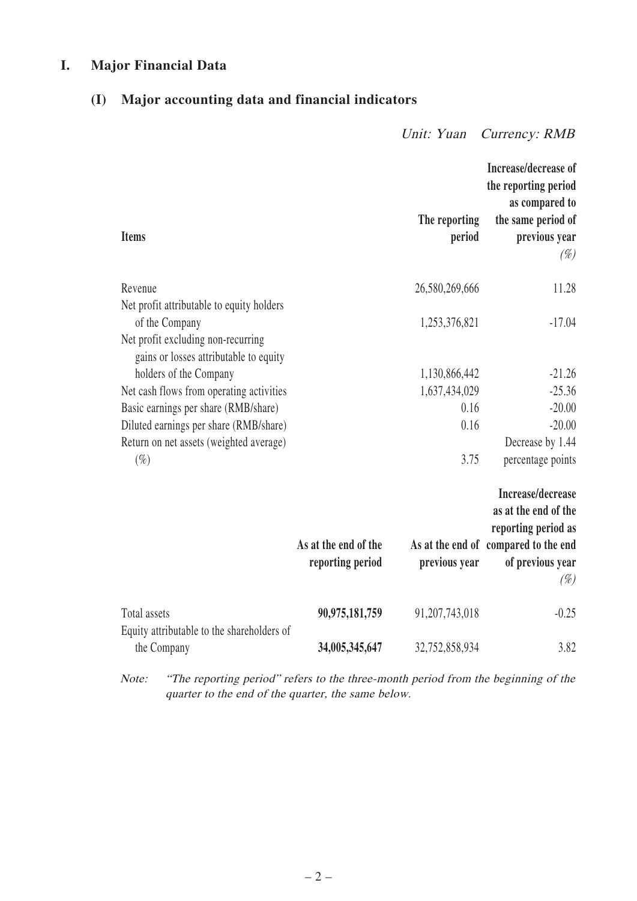# I. Major Financial Data

## (I) Major accounting data and financial indicators

*Unit: Yuan Currency: RMB*

| Items | The reporting period | Increase/decrease of the reporting period as compared to the same period of previous year (%) |
|---|---|---|
| Revenue | 26,580,269,666 | 11.28 |
| Net profit attributable to equity holders of the Company | 1,253,376,821 | -17.04 |
| Net profit excluding non-recurring gains or losses attributable to equity holders of the Company | 1,130,866,442 | -21.26 |
| Net cash flows from operating activities | 1,637,434,029 | -25.36 |
| Basic earnings per share (RMB/share) | 0.16 | -20.00 |
| Diluted earnings per share (RMB/share) | 0.16 | -20.00 |
| Return on net assets (weighted average) (%) | 3.75 | Decrease by 1.44 percentage points |

| | As at the end of the reporting period | As at the end of previous year | Increase/decrease as at the end of the reporting period as compared to the end of previous year (%) |
|---|---|---|---|
| Total assets | **90,975,181,759** | 91,207,743,018 | -0.25 |
| Equity attributable to the shareholders of the Company | **34,005,345,647** | 32,752,858,934 | 3.82 |

*Note: "The reporting period" refers to the three-month period from the beginning of the quarter to the end of the quarter, the same below.*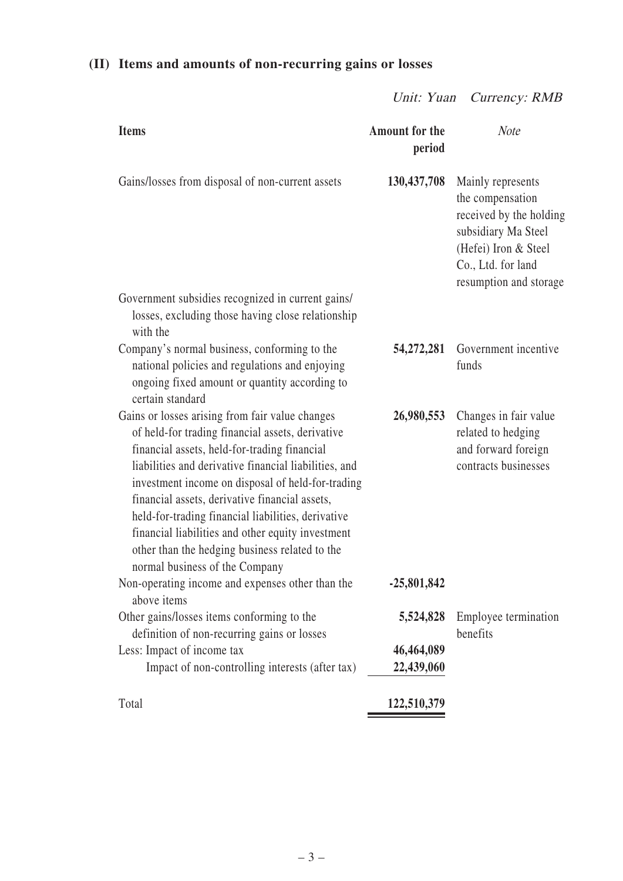## (II) Items and amounts of non-recurring gains or losses

*Unit: Yuan Currency: RMB*

| Items | Amount for the period | *Note* |
|---|---|---|
| Gains/losses from disposal of non-current assets | **130,437,708** | Mainly represents the compensation received by the holding subsidiary Ma Steel (Hefei) Iron & Steel Co., Ltd. for land resumption and storage |
| Government subsidies recognized in current gains/losses, excluding those having close relationship with the Company's normal business, conforming to the national policies and regulations and enjoying ongoing fixed amount or quantity according to certain standard | **54,272,281** | Government incentive funds |
| Gains or losses arising from fair value changes of held-for trading financial assets, derivative financial assets, held-for-trading financial liabilities and derivative financial liabilities, and investment income on disposal of held-for-trading financial assets, derivative financial assets, held-for-trading financial liabilities, derivative financial liabilities and other equity investment other than the hedging business related to the normal business of the Company | **26,980,553** | Changes in fair value related to hedging and forward foreign contracts businesses |
| Non-operating income and expenses other than the above items | **-25,801,842** | |
| Other gains/losses items conforming to the definition of non-recurring gains or losses | **5,524,828** | Employee termination benefits |
| Less: Impact of income tax | **46,464,089** | |
| Impact of non-controlling interests (after tax) | **22,439,060** | |
| Total | **122,510,379** | |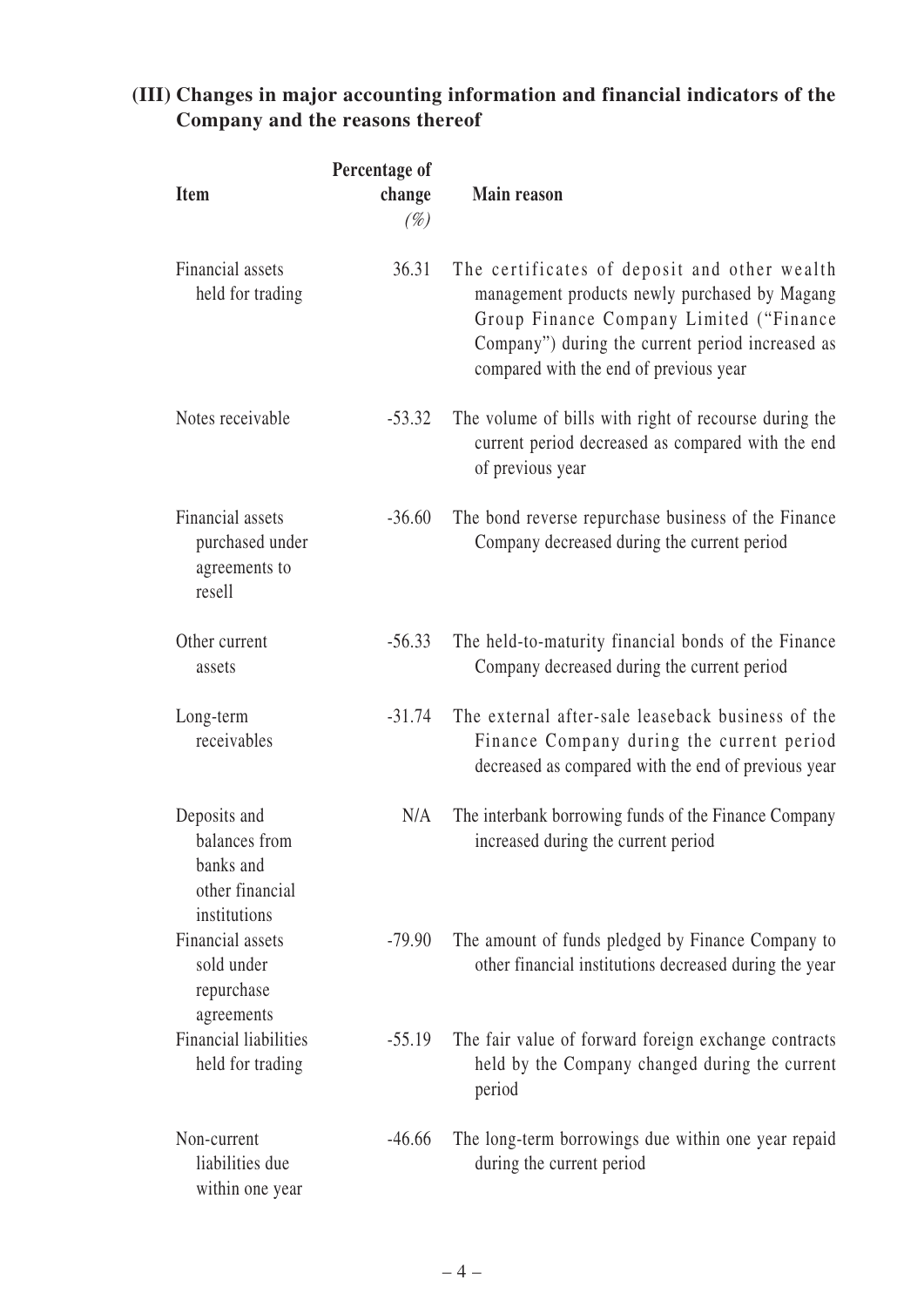### (III) Changes in major accounting information and financial indicators of the Company and the reasons thereof

| Item | Percentage of change *(%)* | Main reason |
|---|---|---|
| Financial assets held for trading | 36.31 | The certificates of deposit and other wealth management products newly purchased by Magang Group Finance Company Limited ("Finance Company") during the current period increased as compared with the end of previous year |
| Notes receivable | -53.32 | The volume of bills with right of recourse during the current period decreased as compared with the end of previous year |
| Financial assets purchased under agreements to resell | -36.60 | The bond reverse repurchase business of the Finance Company decreased during the current period |
| Other current assets | -56.33 | The held-to-maturity financial bonds of the Finance Company decreased during the current period |
| Long-term receivables | -31.74 | The external after-sale leaseback business of the Finance Company during the current period decreased as compared with the end of previous year |
| Deposits and balances from banks and other financial institutions | N/A | The interbank borrowing funds of the Finance Company increased during the current period |
| Financial assets sold under repurchase agreements | -79.90 | The amount of funds pledged by Finance Company to other financial institutions decreased during the year |
| Financial liabilities held for trading | -55.19 | The fair value of forward foreign exchange contracts held by the Company changed during the current period |
| Non-current liabilities due within one year | -46.66 | The long-term borrowings due within one year repaid during the current period |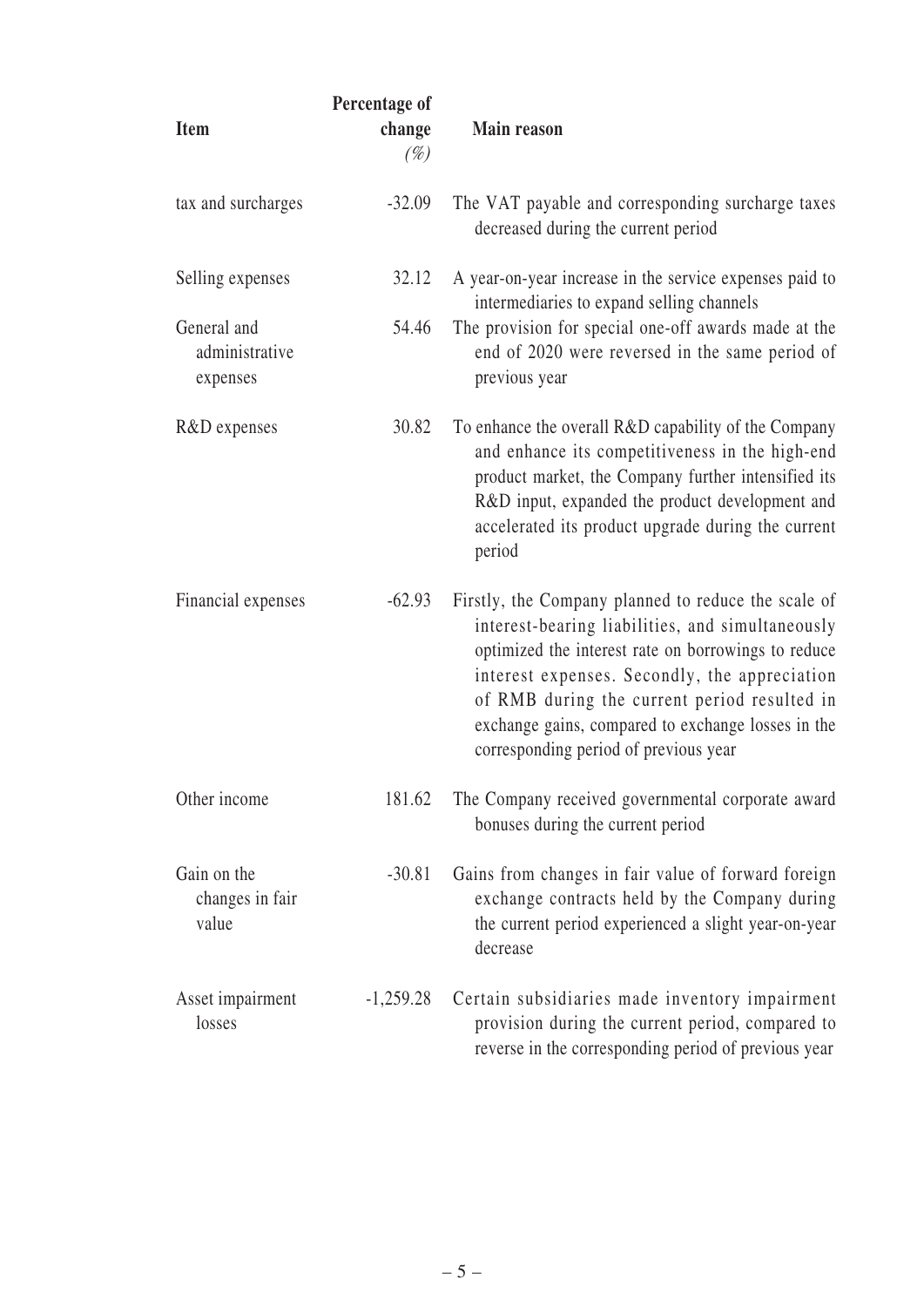| Item | Percentage of change (%) | Main reason |
|---|---|---|
| tax and surcharges | -32.09 | The VAT payable and corresponding surcharge taxes decreased during the current period |
| Selling expenses | 32.12 | A year-on-year increase in the service expenses paid to intermediaries to expand selling channels |
| General and administrative expenses | 54.46 | The provision for special one-off awards made at the end of 2020 were reversed in the same period of previous year |
| R&D expenses | 30.82 | To enhance the overall R&D capability of the Company and enhance its competitiveness in the high-end product market, the Company further intensified its R&D input, expanded the product development and accelerated its product upgrade during the current period |
| Financial expenses | -62.93 | Firstly, the Company planned to reduce the scale of interest-bearing liabilities, and simultaneously optimized the interest rate on borrowings to reduce interest expenses. Secondly, the appreciation of RMB during the current period resulted in exchange gains, compared to exchange losses in the corresponding period of previous year |
| Other income | 181.62 | The Company received governmental corporate award bonuses during the current period |
| Gain on the changes in fair value | -30.81 | Gains from changes in fair value of forward foreign exchange contracts held by the Company during the current period experienced a slight year-on-year decrease |
| Asset impairment losses | -1,259.28 | Certain subsidiaries made inventory impairment provision during the current period, compared to reverse in the corresponding period of previous year |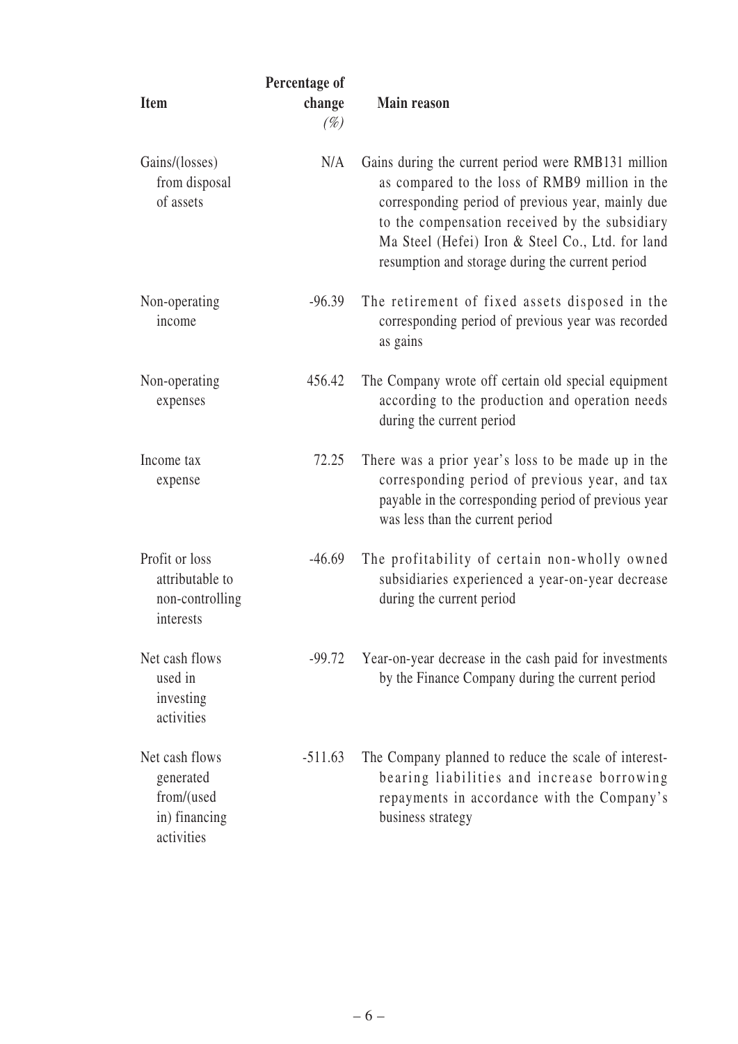| Item | Percentage of change (%) | Main reason |
|---|---|---|
| Gains/(losses) from disposal of assets | N/A | Gains during the current period were RMB131 million as compared to the loss of RMB9 million in the corresponding period of previous year, mainly due to the compensation received by the subsidiary Ma Steel (Hefei) Iron & Steel Co., Ltd. for land resumption and storage during the current period |
| Non-operating income | -96.39 | The retirement of fixed assets disposed in the corresponding period of previous year was recorded as gains |
| Non-operating expenses | 456.42 | The Company wrote off certain old special equipment according to the production and operation needs during the current period |
| Income tax expense | 72.25 | There was a prior year's loss to be made up in the corresponding period of previous year, and tax payable in the corresponding period of previous year was less than the current period |
| Profit or loss attributable to non-controlling interests | -46.69 | The profitability of certain non-wholly owned subsidiaries experienced a year-on-year decrease during the current period |
| Net cash flows used in investing activities | -99.72 | Year-on-year decrease in the cash paid for investments by the Finance Company during the current period |
| Net cash flows generated from/(used in) financing activities | -511.63 | The Company planned to reduce the scale of interest-bearing liabilities and increase borrowing repayments in accordance with the Company's business strategy |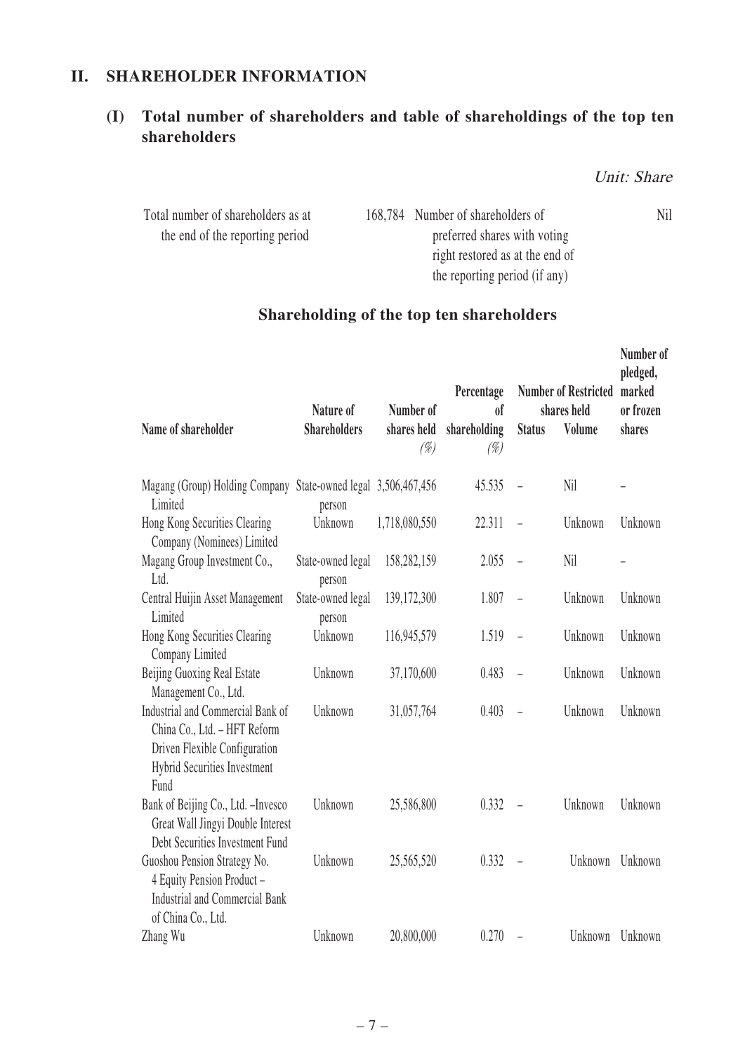## II. SHAREHOLDER INFORMATION

### (I) Total number of shareholders and table of shareholdings of the top ten shareholders

*Unit: Share*

| Total number of shareholders as at the end of the reporting period | 168,784 | Number of shareholders of preferred shares with voting right restored as at the end of the reporting period (if any) | Nil |
|---|---|---|---|

**Shareholding of the top ten shareholders**

| Name of shareholder | Nature of Shareholders | Number of shares held (%) | Percentage of shareholding (%) | Number of Restricted shares held | | Number of pledged, marked or frozen shares |
|---|---|---|---|---|---|---|
| | | | | Status | Volume | |
| Magang (Group) Holding Company Limited | State-owned legal person | 3,506,467,456 | 45.535 | – | Nil | – |
| Hong Kong Securities Clearing Company (Nominees) Limited | Unknown | 1,718,080,550 | 22.311 | – | Unknown | Unknown |
| Magang Group Investment Co., Ltd. | State-owned legal person | 158,282,159 | 2.055 | – | Nil | – |
| Central Huijin Asset Management Limited | State-owned legal person | 139,172,300 | 1.807 | – | Unknown | Unknown |
| Hong Kong Securities Clearing Company Limited | Unknown | 116,945,579 | 1.519 | – | Unknown | Unknown |
| Beijing Guoxing Real Estate Management Co., Ltd. | Unknown | 37,170,600 | 0.483 | – | Unknown | Unknown |
| Industrial and Commercial Bank of China Co., Ltd. – HFT Reform Driven Flexible Configuration Hybrid Securities Investment Fund | Unknown | 31,057,764 | 0.403 | – | Unknown | Unknown |
| Bank of Beijing Co., Ltd. –Invesco Great Wall Jingyi Double Interest Debt Securities Investment Fund | Unknown | 25,586,800 | 0.332 | – | Unknown | Unknown |
| Guoshou Pension Strategy No. 4 Equity Pension Product – Industrial and Commercial Bank of China Co., Ltd. | Unknown | 25,565,520 | 0.332 | – | Unknown | Unknown |
| Zhang Wu | Unknown | 20,800,000 | 0.270 | – | Unknown | Unknown |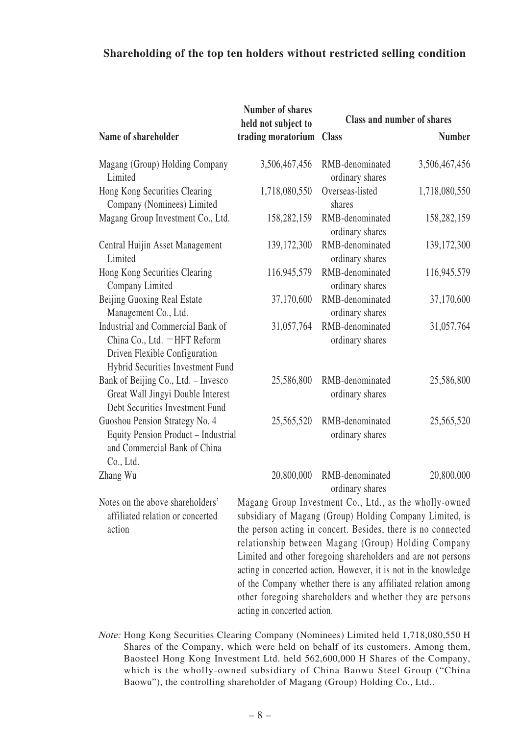**Shareholding of the top ten holders without restricted selling condition**

| Name of shareholder | Number of shares held not subject to trading moratorium | Class and number of shares | |
|---|---|---|---|
| | | Class | Number |
| Magang (Group) Holding Company Limited | 3,506,467,456 | RMB-denominated ordinary shares | 3,506,467,456 |
| Hong Kong Securities Clearing Company (Nominees) Limited | 1,718,080,550 | Overseas-listed shares | 1,718,080,550 |
| Magang Group Investment Co., Ltd. | 158,282,159 | RMB-denominated ordinary shares | 158,282,159 |
| Central Huijin Asset Management Limited | 139,172,300 | RMB-denominated ordinary shares | 139,172,300 |
| Hong Kong Securities Clearing Company Limited | 116,945,579 | RMB-denominated ordinary shares | 116,945,579 |
| Beijing Guoxing Real Estate Management Co., Ltd. | 37,170,600 | RMB-denominated ordinary shares | 37,170,600 |
| Industrial and Commercial Bank of China Co., Ltd. －HFT Reform Driven Flexible Configuration Hybrid Securities Investment Fund | 31,057,764 | RMB-denominated ordinary shares | 31,057,764 |
| Bank of Beijing Co., Ltd. – Invesco Great Wall Jingyi Double Interest Debt Securities Investment Fund | 25,586,800 | RMB-denominated ordinary shares | 25,586,800 |
| Guoshou Pension Strategy No. 4 Equity Pension Product – Industrial and Commercial Bank of China Co., Ltd. | 25,565,520 | RMB-denominated ordinary shares | 25,565,520 |
| Zhang Wu | 20,800,000 | RMB-denominated ordinary shares | 20,800,000 |
| Notes on the above shareholders' affiliated relation or concerted action | Magang Group Investment Co., Ltd., as the wholly-owned subsidiary of Magang (Group) Holding Company Limited, is the person acting in concert. Besides, there is no connected relationship between Magang (Group) Holding Company Limited and other foregoing shareholders and are not persons acting in concerted action. However, it is not in the knowledge of the Company whether there is any affiliated relation among other foregoing shareholders and whether they are persons acting in concerted action. | | |

*Note:* Hong Kong Securities Clearing Company (Nominees) Limited held 1,718,080,550 H Shares of the Company, which were held on behalf of its customers. Among them, Baosteel Hong Kong Investment Ltd. held 562,600,000 H Shares of the Company, which is the wholly-owned subsidiary of China Baowu Steel Group ("China Baowu"), the controlling shareholder of Magang (Group) Holding Co., Ltd..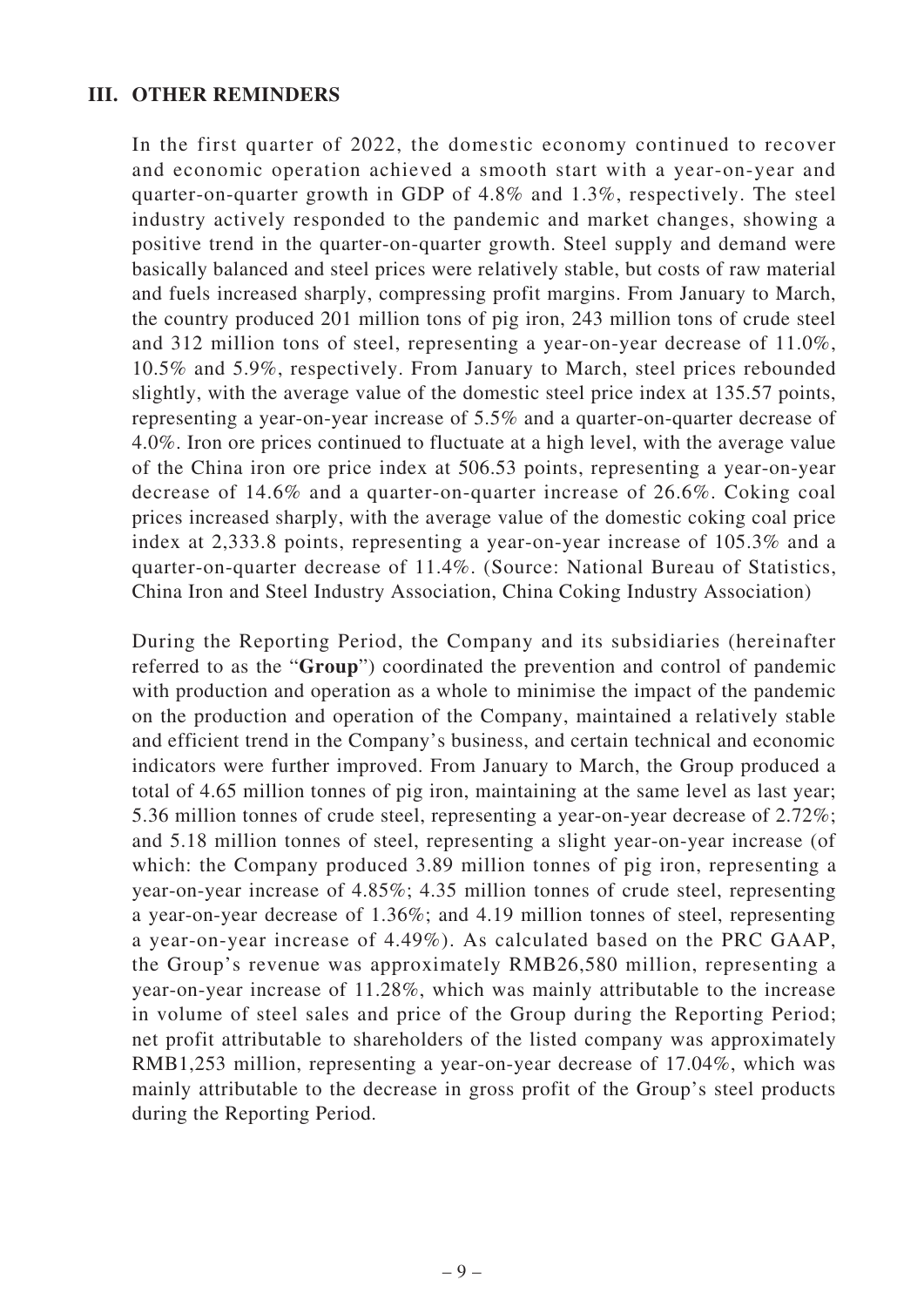## III. OTHER REMINDERS

In the first quarter of 2022, the domestic economy continued to recover and economic operation achieved a smooth start with a year-on-year and quarter-on-quarter growth in GDP of 4.8% and 1.3%, respectively. The steel industry actively responded to the pandemic and market changes, showing a positive trend in the quarter-on-quarter growth. Steel supply and demand were basically balanced and steel prices were relatively stable, but costs of raw material and fuels increased sharply, compressing profit margins. From January to March, the country produced 201 million tons of pig iron, 243 million tons of crude steel and 312 million tons of steel, representing a year-on-year decrease of 11.0%, 10.5% and 5.9%, respectively. From January to March, steel prices rebounded slightly, with the average value of the domestic steel price index at 135.57 points, representing a year-on-year increase of 5.5% and a quarter-on-quarter decrease of 4.0%. Iron ore prices continued to fluctuate at a high level, with the average value of the China iron ore price index at 506.53 points, representing a year-on-year decrease of 14.6% and a quarter-on-quarter increase of 26.6%. Coking coal prices increased sharply, with the average value of the domestic coking coal price index at 2,333.8 points, representing a year-on-year increase of 105.3% and a quarter-on-quarter decrease of 11.4%. (Source: National Bureau of Statistics, China Iron and Steel Industry Association, China Coking Industry Association)

During the Reporting Period, the Company and its subsidiaries (hereinafter referred to as the "**Group**") coordinated the prevention and control of pandemic with production and operation as a whole to minimise the impact of the pandemic on the production and operation of the Company, maintained a relatively stable and efficient trend in the Company's business, and certain technical and economic indicators were further improved. From January to March, the Group produced a total of 4.65 million tonnes of pig iron, maintaining at the same level as last year; 5.36 million tonnes of crude steel, representing a year-on-year decrease of 2.72%; and 5.18 million tonnes of steel, representing a slight year-on-year increase (of which: the Company produced 3.89 million tonnes of pig iron, representing a year-on-year increase of 4.85%; 4.35 million tonnes of crude steel, representing a year-on-year decrease of 1.36%; and 4.19 million tonnes of steel, representing a year-on-year increase of 4.49%). As calculated based on the PRC GAAP, the Group's revenue was approximately RMB26,580 million, representing a year-on-year increase of 11.28%, which was mainly attributable to the increase in volume of steel sales and price of the Group during the Reporting Period; net profit attributable to shareholders of the listed company was approximately RMB1,253 million, representing a year-on-year decrease of 17.04%, which was mainly attributable to the decrease in gross profit of the Group's steel products during the Reporting Period.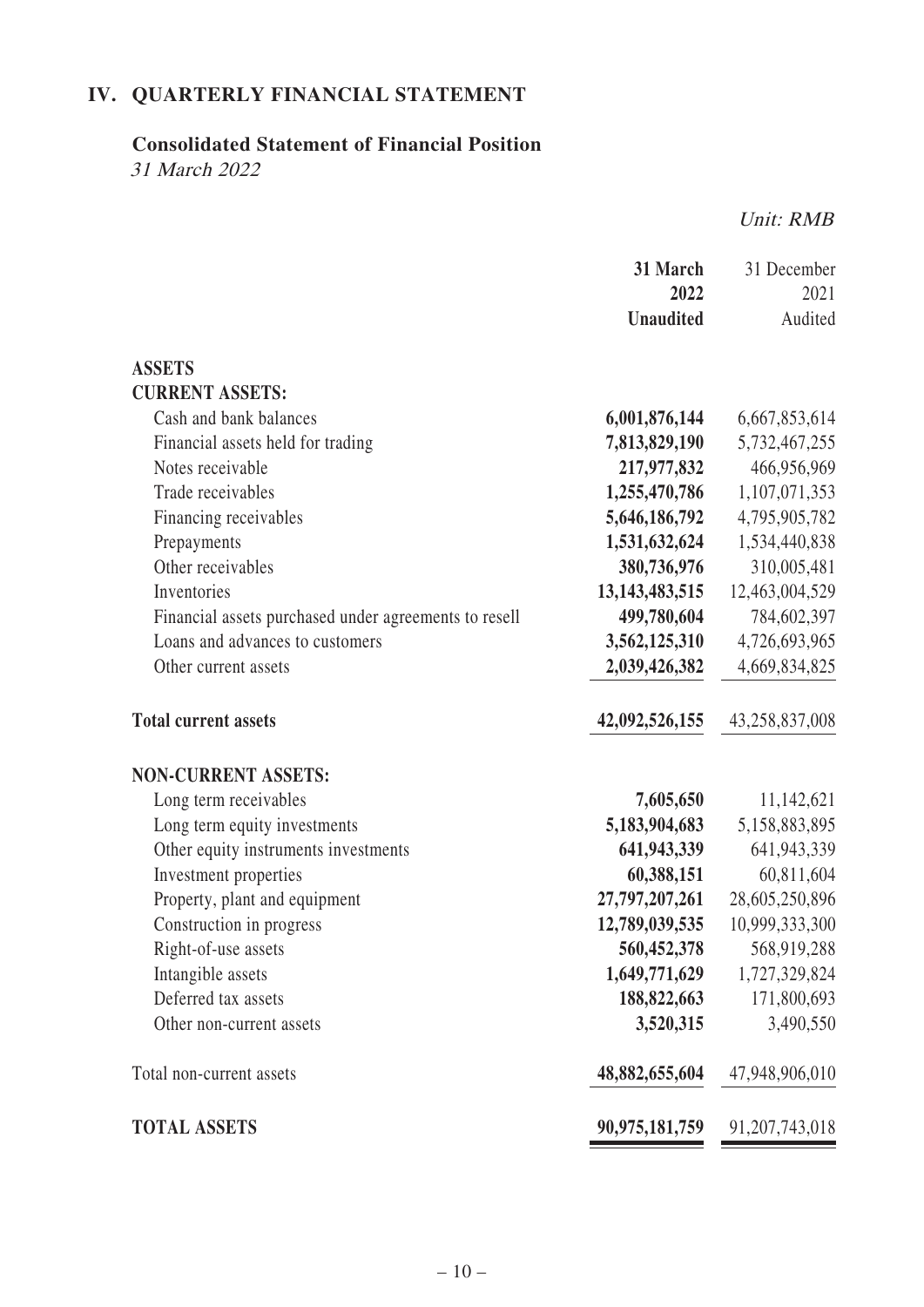## IV. QUARTERLY FINANCIAL STATEMENT

### Consolidated Statement of Financial Position

*31 March 2022*

*Unit: RMB*

| | **31 March 2022 Unaudited** | 31 December 2021 Audited |
|---|---|---|
| **ASSETS** | | |
| **CURRENT ASSETS:** | | |
| Cash and bank balances | **6,001,876,144** | 6,667,853,614 |
| Financial assets held for trading | **7,813,829,190** | 5,732,467,255 |
| Notes receivable | **217,977,832** | 466,956,969 |
| Trade receivables | **1,255,470,786** | 1,107,071,353 |
| Financing receivables | **5,646,186,792** | 4,795,905,782 |
| Prepayments | **1,531,632,624** | 1,534,440,838 |
| Other receivables | **380,736,976** | 310,005,481 |
| Inventories | **13,143,483,515** | 12,463,004,529 |
| Financial assets purchased under agreements to resell | **499,780,604** | 784,602,397 |
| Loans and advances to customers | **3,562,125,310** | 4,726,693,965 |
| Other current assets | **2,039,426,382** | 4,669,834,825 |
| **Total current assets** | **42,092,526,155** | 43,258,837,008 |
| **NON-CURRENT ASSETS:** | | |
| Long term receivables | **7,605,650** | 11,142,621 |
| Long term equity investments | **5,183,904,683** | 5,158,883,895 |
| Other equity instruments investments | **641,943,339** | 641,943,339 |
| Investment properties | **60,388,151** | 60,811,604 |
| Property, plant and equipment | **27,797,207,261** | 28,605,250,896 |
| Construction in progress | **12,789,039,535** | 10,999,333,300 |
| Right-of-use assets | **560,452,378** | 568,919,288 |
| Intangible assets | **1,649,771,629** | 1,727,329,824 |
| Deferred tax assets | **188,822,663** | 171,800,693 |
| Other non-current assets | **3,520,315** | 3,490,550 |
| Total non-current assets | **48,882,655,604** | 47,948,906,010 |
| **TOTAL ASSETS** | **90,975,181,759** | 91,207,743,018 |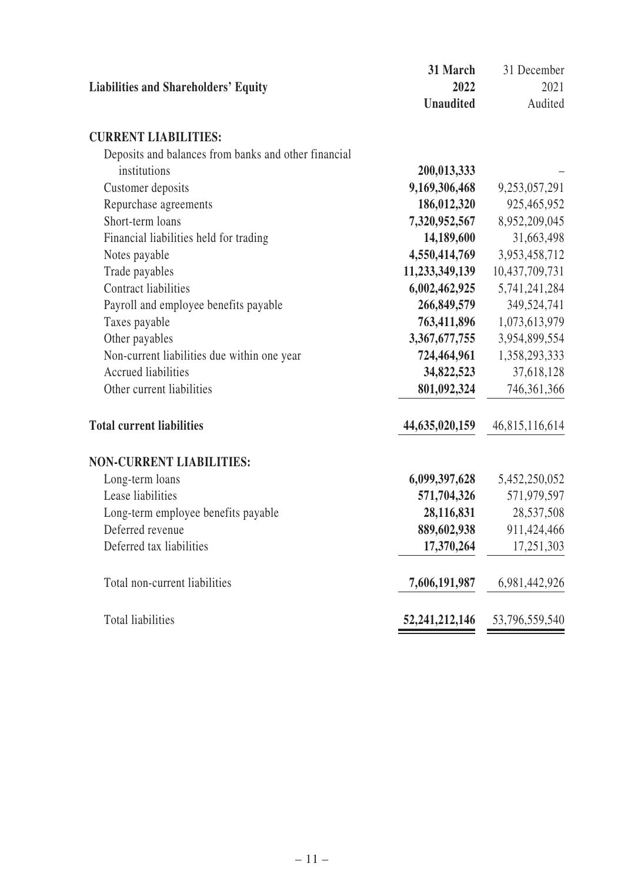| Liabilities and Shareholders' Equity | **31 March 2022 Unaudited** | 31 December 2021 Audited |
|---|---|---|
| **CURRENT LIABILITIES:** | | |
| Deposits and balances from banks and other financial institutions | **200,013,333** | – |
| Customer deposits | **9,169,306,468** | 9,253,057,291 |
| Repurchase agreements | **186,012,320** | 925,465,952 |
| Short-term loans | **7,320,952,567** | 8,952,209,045 |
| Financial liabilities held for trading | **14,189,600** | 31,663,498 |
| Notes payable | **4,550,414,769** | 3,953,458,712 |
| Trade payables | **11,233,349,139** | 10,437,709,731 |
| Contract liabilities | **6,002,462,925** | 5,741,241,284 |
| Payroll and employee benefits payable | **266,849,579** | 349,524,741 |
| Taxes payable | **763,411,896** | 1,073,613,979 |
| Other payables | **3,367,677,755** | 3,954,899,554 |
| Non-current liabilities due within one year | **724,464,961** | 1,358,293,333 |
| Accrued liabilities | **34,822,523** | 37,618,128 |
| Other current liabilities | **801,092,324** | 746,361,366 |
| **Total current liabilities** | **44,635,020,159** | 46,815,116,614 |
| **NON-CURRENT LIABILITIES:** | | |
| Long-term loans | **6,099,397,628** | 5,452,250,052 |
| Lease liabilities | **571,704,326** | 571,979,597 |
| Long-term employee benefits payable | **28,116,831** | 28,537,508 |
| Deferred revenue | **889,602,938** | 911,424,466 |
| Deferred tax liabilities | **17,370,264** | 17,251,303 |
| Total non-current liabilities | **7,606,191,987** | 6,981,442,926 |
| Total liabilities | **52,241,212,146** | 53,796,559,540 |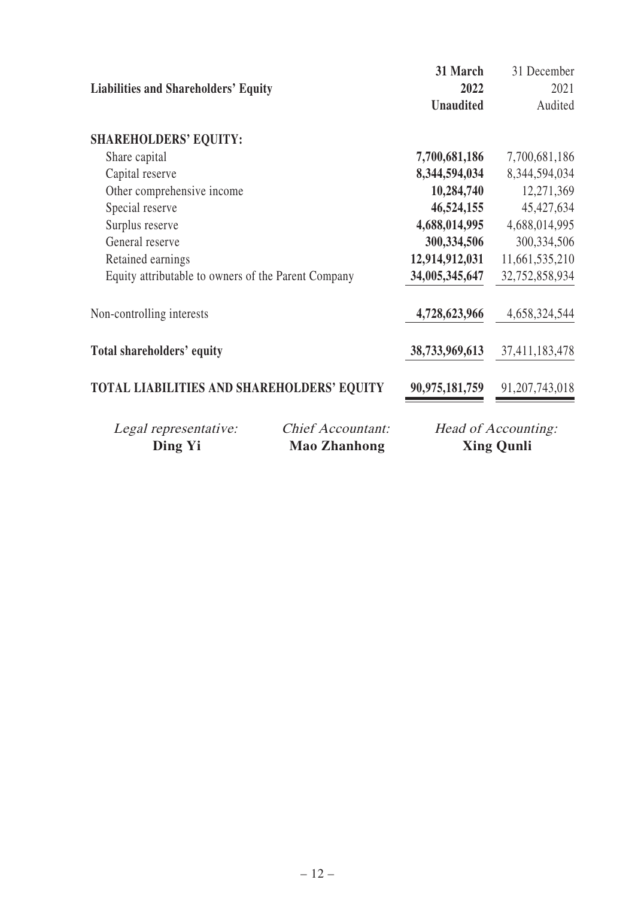| Liabilities and Shareholders' Equity | 31 March 2022 Unaudited | 31 December 2021 Audited |
|---|---|---|
| **SHAREHOLDERS' EQUITY:** | | |
| Share capital | **7,700,681,186** | 7,700,681,186 |
| Capital reserve | **8,344,594,034** | 8,344,594,034 |
| Other comprehensive income | **10,284,740** | 12,271,369 |
| Special reserve | **46,524,155** | 45,427,634 |
| Surplus reserve | **4,688,014,995** | 4,688,014,995 |
| General reserve | **300,334,506** | 300,334,506 |
| Retained earnings | **12,914,912,031** | 11,661,535,210 |
| Equity attributable to owners of the Parent Company | **34,005,345,647** | 32,752,858,934 |
| Non-controlling interests | **4,728,623,966** | 4,658,324,544 |
| **Total shareholders' equity** | **38,733,969,613** | 37,411,183,478 |
| **TOTAL LIABILITIES AND SHAREHOLDERS' EQUITY** | **90,975,181,759** | 91,207,743,018 |

| *Legal representative:* | *Chief Accountant:* | *Head of Accounting:* |
|---|---|---|
| **Ding Yi** | **Mao Zhanhong** | **Xing Qunli** |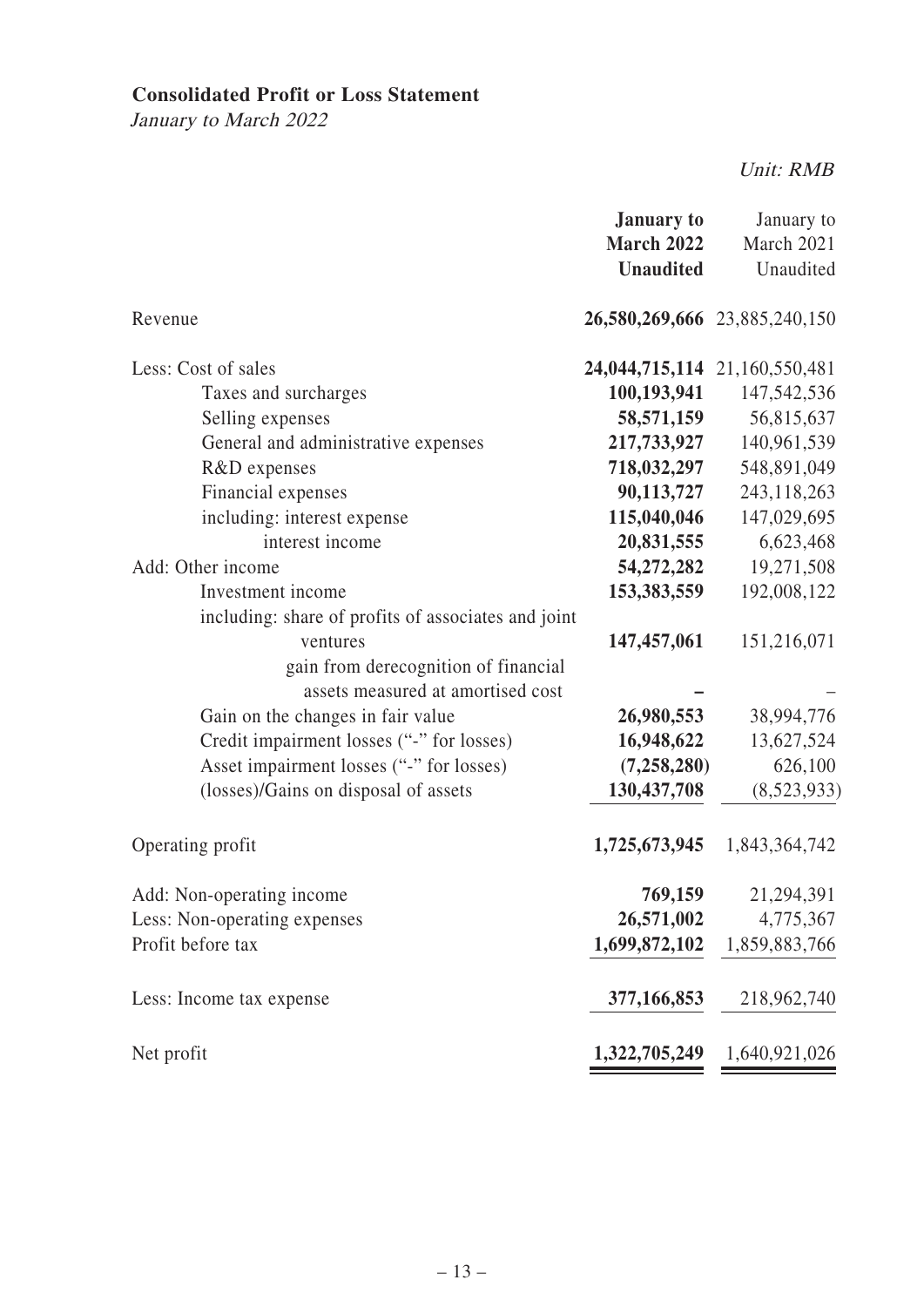**Consolidated Profit or Loss Statement**

*January to March 2022*

*Unit: RMB*

| | **January to March 2022 Unaudited** | January to March 2021 Unaudited |
|---|---|---|
| Revenue | **26,580,269,666** | 23,885,240,150 |
| Less: Cost of sales | **24,044,715,114** | 21,160,550,481 |
| Taxes and surcharges | **100,193,941** | 147,542,536 |
| Selling expenses | **58,571,159** | 56,815,637 |
| General and administrative expenses | **217,733,927** | 140,961,539 |
| R&D expenses | **718,032,297** | 548,891,049 |
| Financial expenses | **90,113,727** | 243,118,263 |
| including: interest expense | **115,040,046** | 147,029,695 |
| interest income | **20,831,555** | 6,623,468 |
| Add: Other income | **54,272,282** | 19,271,508 |
| Investment income | **153,383,559** | 192,008,122 |
| including: share of profits of associates and joint ventures | **147,457,061** | 151,216,071 |
| gain from derecognition of financial assets measured at amortised cost | **–** | – |
| Gain on the changes in fair value | **26,980,553** | 38,994,776 |
| Credit impairment losses ("-" for losses) | **16,948,622** | 13,627,524 |
| Asset impairment losses ("-" for losses) | **(7,258,280)** | 626,100 |
| (losses)/Gains on disposal of assets | **130,437,708** | (8,523,933) |
| Operating profit | **1,725,673,945** | 1,843,364,742 |
| Add: Non-operating income | **769,159** | 21,294,391 |
| Less: Non-operating expenses | **26,571,002** | 4,775,367 |
| Profit before tax | **1,699,872,102** | 1,859,883,766 |
| Less: Income tax expense | **377,166,853** | 218,962,740 |
| Net profit | **1,322,705,249** | 1,640,921,026 |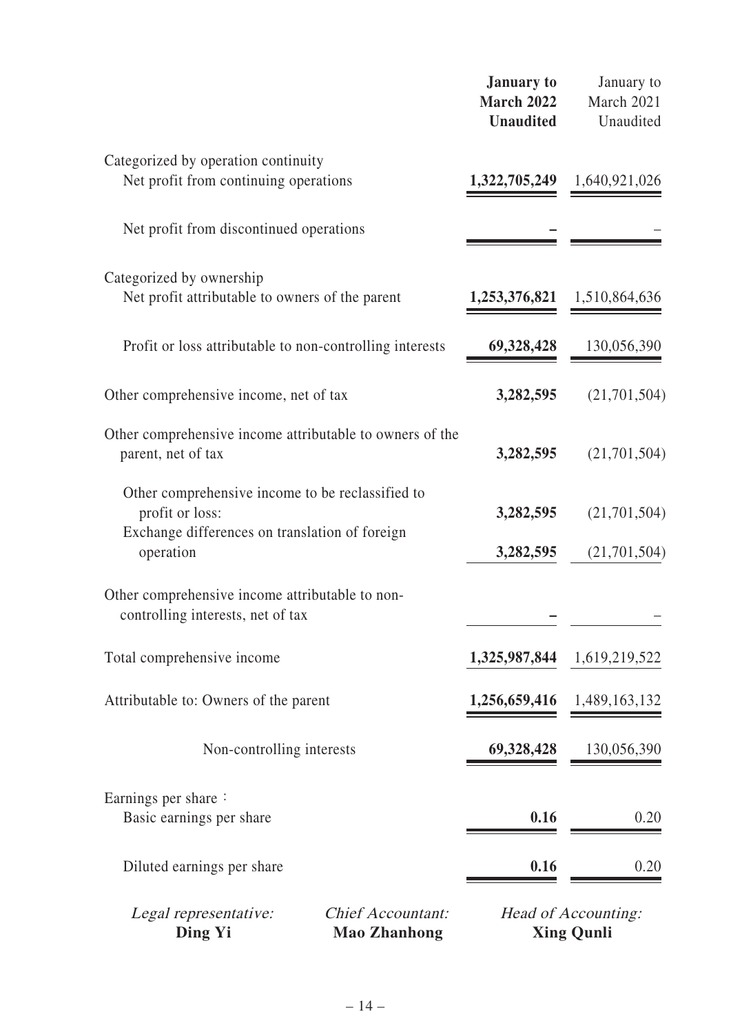| | **January to March 2022 Unaudited** | January to March 2021 Unaudited |
|---|---|---|
| Categorized by operation continuity | | |
| Net profit from continuing operations | **1,322,705,249** | 1,640,921,026 |
| Net profit from discontinued operations | **–** | – |
| Categorized by ownership | | |
| Net profit attributable to owners of the parent | **1,253,376,821** | 1,510,864,636 |
| Profit or loss attributable to non-controlling interests | **69,328,428** | 130,056,390 |
| Other comprehensive income, net of tax | **3,282,595** | (21,701,504) |
| Other comprehensive income attributable to owners of the parent, net of tax | **3,282,595** | (21,701,504) |
| Other comprehensive income to be reclassified to profit or loss: | **3,282,595** | (21,701,504) |
| Exchange differences on translation of foreign operation | **3,282,595** | (21,701,504) |
| Other comprehensive income attributable to non-controlling interests, net of tax | **–** | – |
| Total comprehensive income | **1,325,987,844** | 1,619,219,522 |
| Attributable to: Owners of the parent | **1,256,659,416** | 1,489,163,132 |
| Non-controlling interests | **69,328,428** | 130,056,390 |
| Earnings per share： | | |
| Basic earnings per share | **0.16** | 0.20 |
| Diluted earnings per share | **0.16** | 0.20 |

*Legal representative:* **Ding Yi** *Chief Accountant:* **Mao Zhanhong** *Head of Accounting:* **Xing Qunli**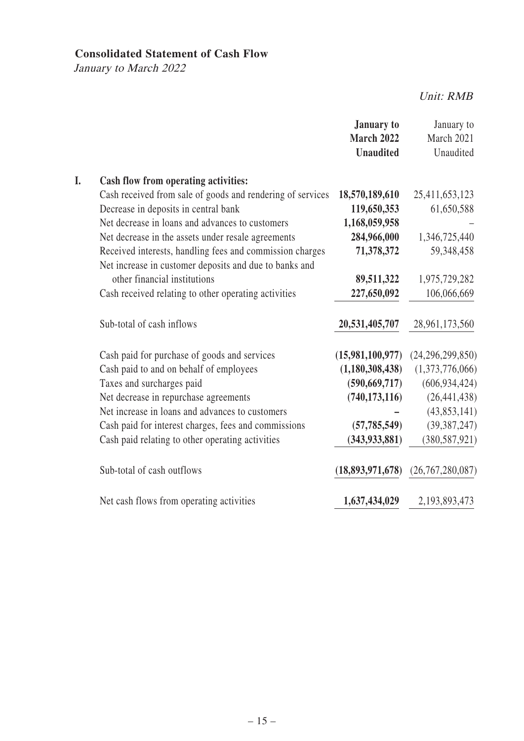## Consolidated Statement of Cash Flow

*January to March 2022*

*Unit: RMB*

| | **January to March 2022 Unaudited** | January to March 2021 Unaudited |
|---|---|---|
| **I. Cash flow from operating activities:** | | |
| Cash received from sale of goods and rendering of services | **18,570,189,610** | 25,411,653,123 |
| Decrease in deposits in central bank | **119,650,353** | 61,650,588 |
| Net decrease in loans and advances to customers | **1,168,059,958** | – |
| Net decrease in the assets under resale agreements | **284,966,000** | 1,346,725,440 |
| Received interests, handling fees and commission charges | **71,378,372** | 59,348,458 |
| Net increase in customer deposits and due to banks and other financial institutions | **89,511,322** | 1,975,729,282 |
| Cash received relating to other operating activities | **227,650,092** | 106,066,669 |
| Sub-total of cash inflows | **20,531,405,707** | 28,961,173,560 |
| Cash paid for purchase of goods and services | **(15,981,100,977)** | (24,296,299,850) |
| Cash paid to and on behalf of employees | **(1,180,308,438)** | (1,373,776,066) |
| Taxes and surcharges paid | **(590,669,717)** | (606,934,424) |
| Net decrease in repurchase agreements | **(740,173,116)** | (26,441,438) |
| Net increase in loans and advances to customers | **–** | (43,853,141) |
| Cash paid for interest charges, fees and commissions | **(57,785,549)** | (39,387,247) |
| Cash paid relating to other operating activities | **(343,933,881)** | (380,587,921) |
| Sub-total of cash outflows | **(18,893,971,678)** | (26,767,280,087) |
| Net cash flows from operating activities | **1,637,434,029** | 2,193,893,473 |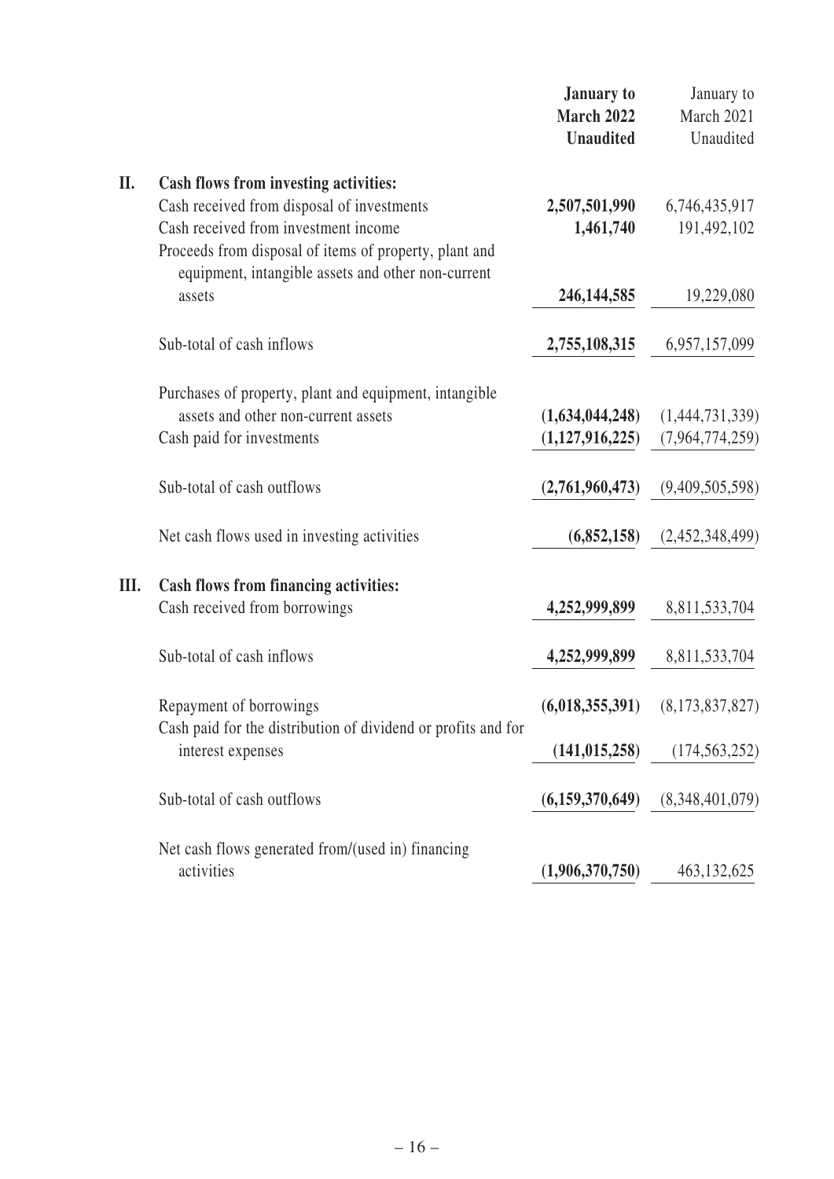| | January to March 2022 Unaudited | January to March 2021 Unaudited |
|---|---|---|
| **II. Cash flows from investing activities:** | | |
| Cash received from disposal of investments | **2,507,501,990** | 6,746,435,917 |
| Cash received from investment income | **1,461,740** | 191,492,102 |
| Proceeds from disposal of items of property, plant and equipment, intangible assets and other non-current assets | **246,144,585** | 19,229,080 |
| Sub-total of cash inflows | **2,755,108,315** | 6,957,157,099 |
| Purchases of property, plant and equipment, intangible assets and other non-current assets | **(1,634,044,248)** | (1,444,731,339) |
| Cash paid for investments | **(1,127,916,225)** | (7,964,774,259) |
| Sub-total of cash outflows | **(2,761,960,473)** | (9,409,505,598) |
| Net cash flows used in investing activities | **(6,852,158)** | (2,452,348,499) |
| **III. Cash flows from financing activities:** | | |
| Cash received from borrowings | **4,252,999,899** | 8,811,533,704 |
| Sub-total of cash inflows | **4,252,999,899** | 8,811,533,704 |
| Repayment of borrowings | **(6,018,355,391)** | (8,173,837,827) |
| Cash paid for the distribution of dividend or profits and for interest expenses | **(141,015,258)** | (174,563,252) |
| Sub-total of cash outflows | **(6,159,370,649)** | (8,348,401,079) |
| Net cash flows generated from/(used in) financing activities | **(1,906,370,750)** | 463,132,625 |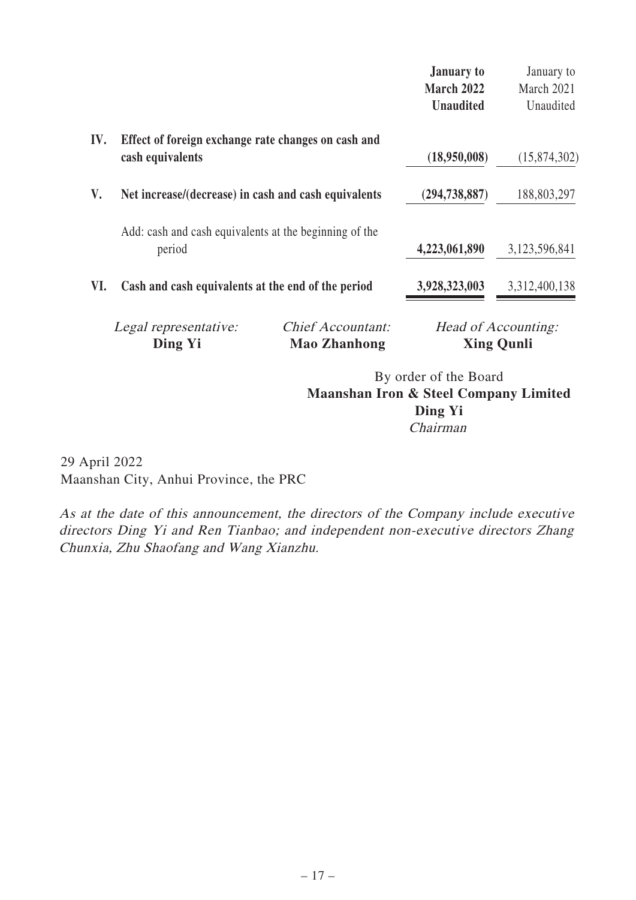| | January to March 2022 Unaudited | January to March 2021 Unaudited |
|---|---|---|
| **IV. Effect of foreign exchange rate changes on cash and cash equivalents** | **(18,950,008)** | (15,874,302) |
| **V. Net increase/(decrease) in cash and cash equivalents** | **(294,738,887)** | 188,803,297 |
| Add: cash and cash equivalents at the beginning of the period | **4,223,061,890** | 3,123,596,841 |
| **VI. Cash and cash equivalents at the end of the period** | **3,928,323,003** | 3,312,400,138 |

*Legal representative:* **Ding Yi** *Chief Accountant:* **Mao Zhanhong** *Head of Accounting:* **Xing Qunli**

By order of the Board
**Maanshan Iron & Steel Company Limited**
**Ding Yi**
*Chairman*

29 April 2022
Maanshan City, Anhui Province, the PRC

*As at the date of this announcement, the directors of the Company include executive directors Ding Yi and Ren Tianbao; and independent non-executive directors Zhang Chunxia, Zhu Shaofang and Wang Xianzhu.*